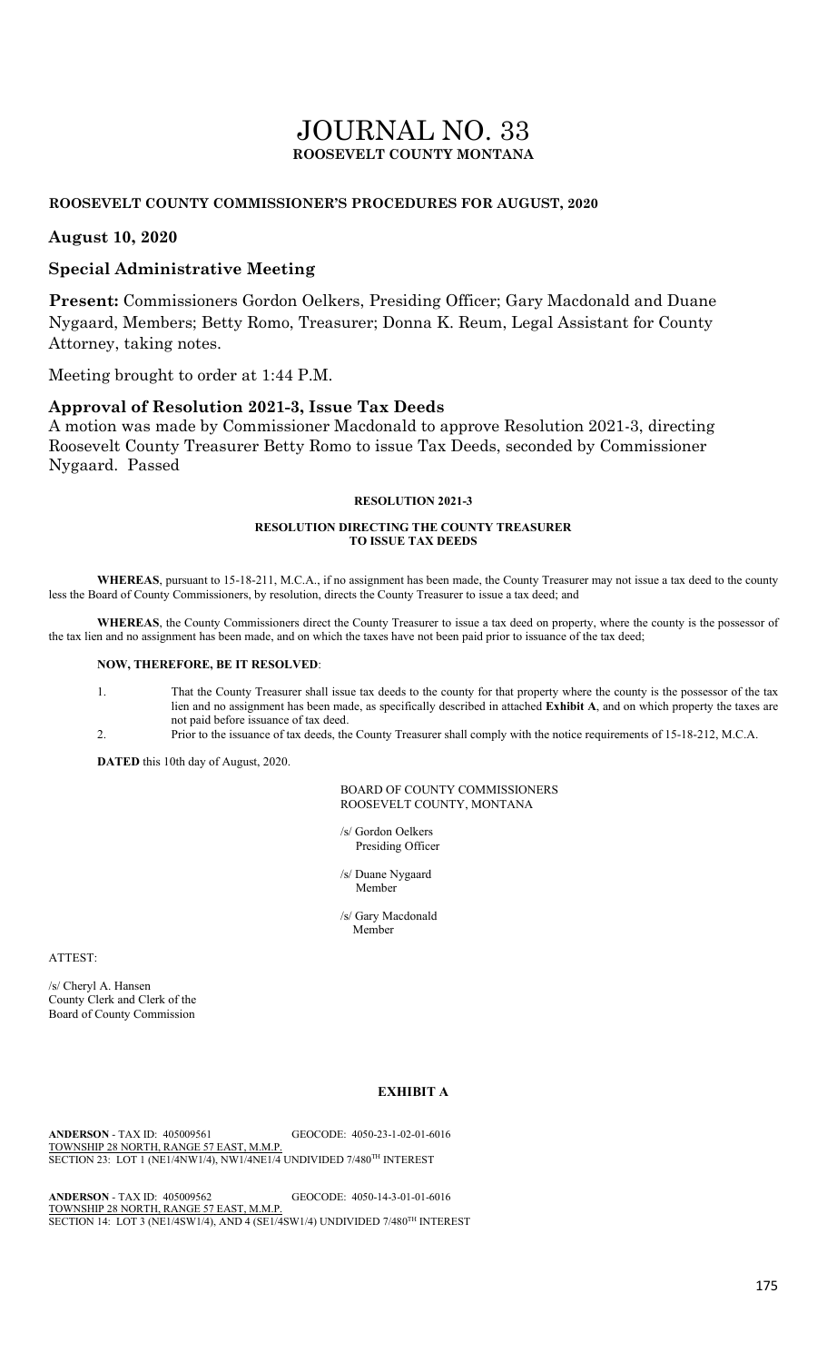# JOURNAL NO. 33
**ROOSEVELT COUNTY MONTANA**

**ROOSEVELT COUNTY COMMISSIONER'S PROCEDURES FOR AUGUST, 2020**

## August 10, 2020

## Special Administrative Meeting

**Present:** Commissioners Gordon Oelkers, Presiding Officer; Gary Macdonald and Duane Nygaard, Members; Betty Romo, Treasurer; Donna K. Reum, Legal Assistant for County Attorney, taking notes.

Meeting brought to order at 1:44 P.M.

## Approval of Resolution 2021-3, Issue Tax Deeds

A motion was made by Commissioner Macdonald to approve Resolution 2021-3, directing Roosevelt County Treasurer Betty Romo to issue Tax Deeds, seconded by Commissioner Nygaard. Passed

**RESOLUTION 2021-3**

**RESOLUTION DIRECTING THE COUNTY TREASURER TO ISSUE TAX DEEDS**

**WHEREAS**, pursuant to 15-18-211, M.C.A., if no assignment has been made, the County Treasurer may not issue a tax deed to the county less the Board of County Commissioners, by resolution, directs the County Treasurer to issue a tax deed; and

**WHEREAS**, the County Commissioners direct the County Treasurer to issue a tax deed on property, where the county is the possessor of the tax lien and no assignment has been made, and on which the taxes have not been paid prior to issuance of the tax deed;

**NOW, THEREFORE, BE IT RESOLVED**:

1. That the County Treasurer shall issue tax deeds to the county for that property where the county is the possessor of the tax lien and no assignment has been made, as specifically described in attached **Exhibit A**, and on which property the taxes are not paid before issuance of tax deed.
2. Prior to the issuance of tax deeds, the County Treasurer shall comply with the notice requirements of 15-18-212, M.C.A.

**DATED** this 10th day of August, 2020.

BOARD OF COUNTY COMMISSIONERS
ROOSEVELT COUNTY, MONTANA

/s/ Gordon Oelkers
Presiding Officer

/s/ Duane Nygaard
Member

/s/ Gary Macdonald
Member

ATTEST:

/s/ Cheryl A. Hansen
County Clerk and Clerk of the
Board of County Commission

**EXHIBIT A**

**ANDERSON** - TAX ID: 405009561 GEOCODE: 4050-23-1-02-01-6016
TOWNSHIP 28 NORTH, RANGE 57 EAST, M.M.P.
SECTION 23: LOT 1 (NE1/4NW1/4), NW1/4NE1/4 UNDIVIDED 7/480TH INTEREST

**ANDERSON** - TAX ID: 405009562 GEOCODE: 4050-14-3-01-01-6016
TOWNSHIP 28 NORTH, RANGE 57 EAST, M.M.P.
SECTION 14: LOT 3 (NE1/4SW1/4), AND 4 (SE1/4SW1/4) UNDIVIDED 7/480TH INTEREST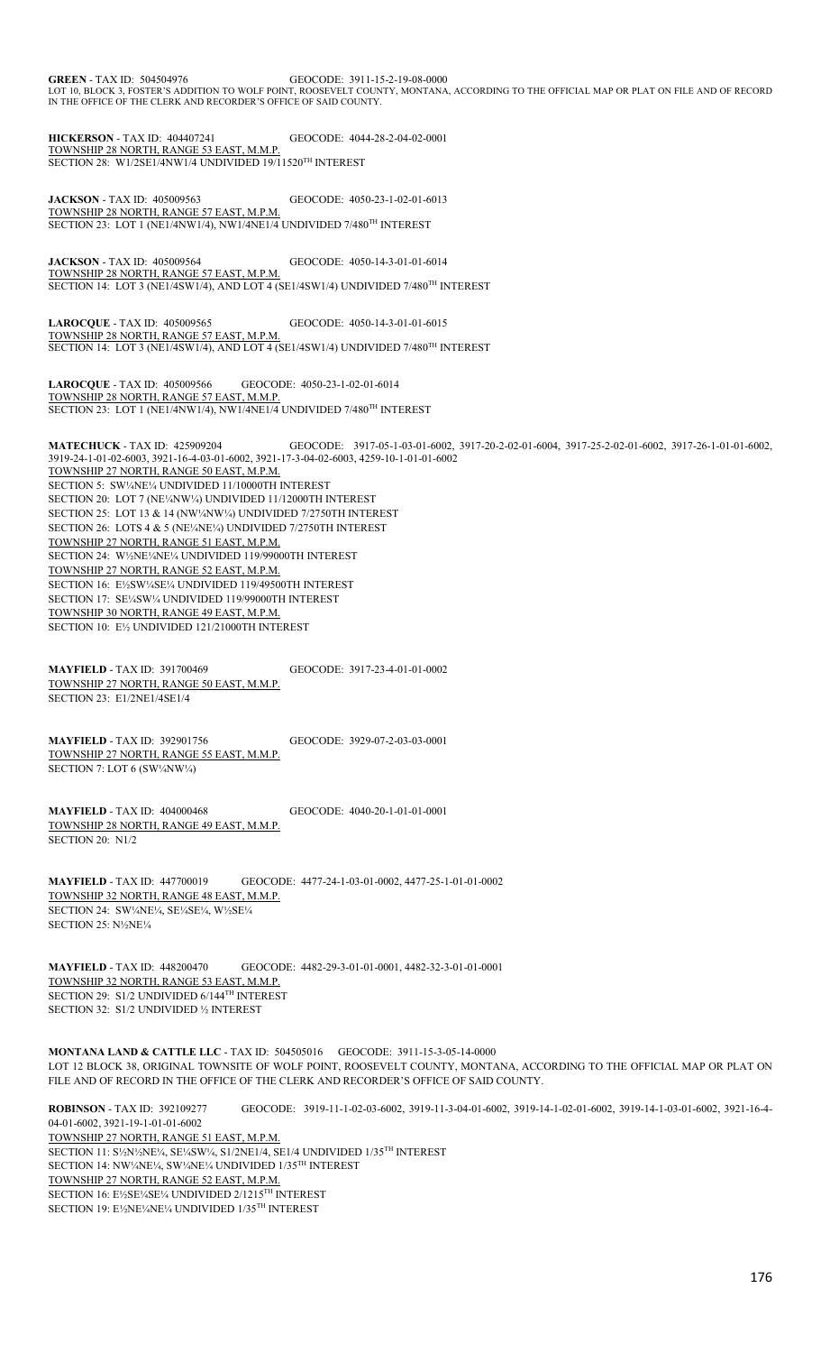**GREEN** - TAX ID: 504504976 GEOCODE: 3911-15-2-19-08-0000
LOT 10, BLOCK 3, FOSTER'S ADDITION TO WOLF POINT, ROOSEVELT COUNTY, MONTANA, ACCORDING TO THE OFFICIAL MAP OR PLAT ON FILE AND OF RECORD IN THE OFFICE OF THE CLERK AND RECORDER'S OFFICE OF SAID COUNTY.

**HICKERSON** - TAX ID: 404407241 GEOCODE: 4044-28-2-04-02-0001
TOWNSHIP 28 NORTH, RANGE 53 EAST, M.M.P.
SECTION 28: W1/2SE1/4NW1/4 UNDIVIDED 19/11520TH INTEREST

**JACKSON** - TAX ID: 405009563 GEOCODE: 4050-23-1-02-01-6013
TOWNSHIP 28 NORTH, RANGE 57 EAST, M.P.M.
SECTION 23: LOT 1 (NE1/4NW1/4), NW1/4NE1/4 UNDIVIDED 7/480TH INTEREST

**JACKSON** - TAX ID: 405009564 GEOCODE: 4050-14-3-01-01-6014
TOWNSHIP 28 NORTH, RANGE 57 EAST, M.P.M.
SECTION 14: LOT 3 (NE1/4SW1/4), AND LOT 4 (SE1/4SW1/4) UNDIVIDED 7/480TH INTEREST

**LAROCQUE** - TAX ID: 405009565 GEOCODE: 4050-14-3-01-01-6015
TOWNSHIP 28 NORTH, RANGE 57 EAST, M.P.M.
SECTION 14: LOT 3 (NE1/4SW1/4), AND LOT 4 (SE1/4SW1/4) UNDIVIDED 7/480TH INTEREST

**LAROCQUE** - TAX ID: 405009566 GEOCODE: 4050-23-1-02-01-6014
TOWNSHIP 28 NORTH, RANGE 57 EAST, M.M.P.
SECTION 23: LOT 1 (NE1/4NW1/4), NW1/4NE1/4 UNDIVIDED 7/480TH INTEREST

**MATECHUCK** - TAX ID: 425909204 GEOCODE: 3917-05-1-03-01-6002, 3917-20-2-02-01-6004, 3917-25-2-02-01-6002, 3917-26-1-01-01-6002, 3919-24-1-01-02-6003, 3921-16-4-03-01-6002, 3921-17-3-04-02-6003, 4259-10-1-01-01-6002
TOWNSHIP 27 NORTH, RANGE 50 EAST, M.P.M.
SECTION 5: SW¼NE¼ UNDIVIDED 11/10000TH INTEREST
SECTION 20: LOT 7 (NE¼NW¼) UNDIVIDED 11/12000TH INTEREST
SECTION 25: LOT 13 & 14 (NW¼NW¼) UNDIVIDED 7/2750TH INTEREST
SECTION 26: LOTS 4 & 5 (NE¼NE¼) UNDIVIDED 7/2750TH INTEREST
TOWNSHIP 27 NORTH, RANGE 51 EAST, M.P.M.
SECTION 24: W½NE¼NE¼ UNDIVIDED 119/99000TH INTEREST
TOWNSHIP 27 NORTH, RANGE 52 EAST, M.P.M.
SECTION 16: E½SW¼SE¼ UNDIVIDED 119/49500TH INTEREST
SECTION 17: SE¼SW¼ UNDIVIDED 119/99000TH INTEREST
TOWNSHIP 30 NORTH, RANGE 49 EAST, M.P.M.
SECTION 10: E½ UNDIVIDED 121/21000TH INTEREST

**MAYFIELD** - TAX ID: 391700469 GEOCODE: 3917-23-4-01-01-0002
TOWNSHIP 27 NORTH, RANGE 50 EAST, M.M.P.
SECTION 23: E1/2NE1/4SE1/4

**MAYFIELD** - TAX ID: 392901756 GEOCODE: 3929-07-2-03-03-0001
TOWNSHIP 27 NORTH, RANGE 55 EAST, M.M.P.
SECTION 7: LOT 6 (SW¼NW¼)

**MAYFIELD** - TAX ID: 404000468 GEOCODE: 4040-20-1-01-01-0001
TOWNSHIP 28 NORTH, RANGE 49 EAST, M.M.P.
SECTION 20: N1/2

**MAYFIELD** - TAX ID: 447700019 GEOCODE: 4477-24-1-03-01-0002, 4477-25-1-01-01-0002
TOWNSHIP 32 NORTH, RANGE 48 EAST, M.M.P.
SECTION 24: SW¼NE¼, SE¼SE¼, W½SE¼
SECTION 25: N½NE¼

**MAYFIELD** - TAX ID: 448200470 GEOCODE: 4482-29-3-01-01-0001, 4482-32-3-01-01-0001
TOWNSHIP 32 NORTH, RANGE 53 EAST, M.M.P.
SECTION 29: S1/2 UNDIVIDED 6/144TH INTEREST
SECTION 32: S1/2 UNDIVIDED ½ INTEREST

**MONTANA LAND & CATTLE LLC** - TAX ID: 504505016 GEOCODE: 3911-15-3-05-14-0000
LOT 12 BLOCK 38, ORIGINAL TOWNSITE OF WOLF POINT, ROOSEVELT COUNTY, MONTANA, ACCORDING TO THE OFFICIAL MAP OR PLAT ON FILE AND OF RECORD IN THE OFFICE OF THE CLERK AND RECORDER'S OFFICE OF SAID COUNTY.

**ROBINSON** - TAX ID: 392109277 GEOCODE: 3919-11-1-02-03-6002, 3919-11-3-04-01-6002, 3919-14-1-02-01-6002, 3919-14-1-03-01-6002, 3921-16-4-04-01-6002, 3921-19-1-01-01-6002
TOWNSHIP 27 NORTH, RANGE 51 EAST, M.P.M.
SECTION 11: S½N½NE¼, SE¼SW¼, S1/2NE1/4, SE1/4 UNDIVIDED 1/35TH INTEREST
SECTION 14: NW¼NE¼, SW¼NE¼ UNDIVIDED 1/35TH INTEREST
TOWNSHIP 27 NORTH, RANGE 52 EAST, M.P.M.
SECTION 16: E½SE¼SE¼ UNDIVIDED 2/1215TH INTEREST
SECTION 19: E½NE¼NE¼ UNDIVIDED 1/35TH INTEREST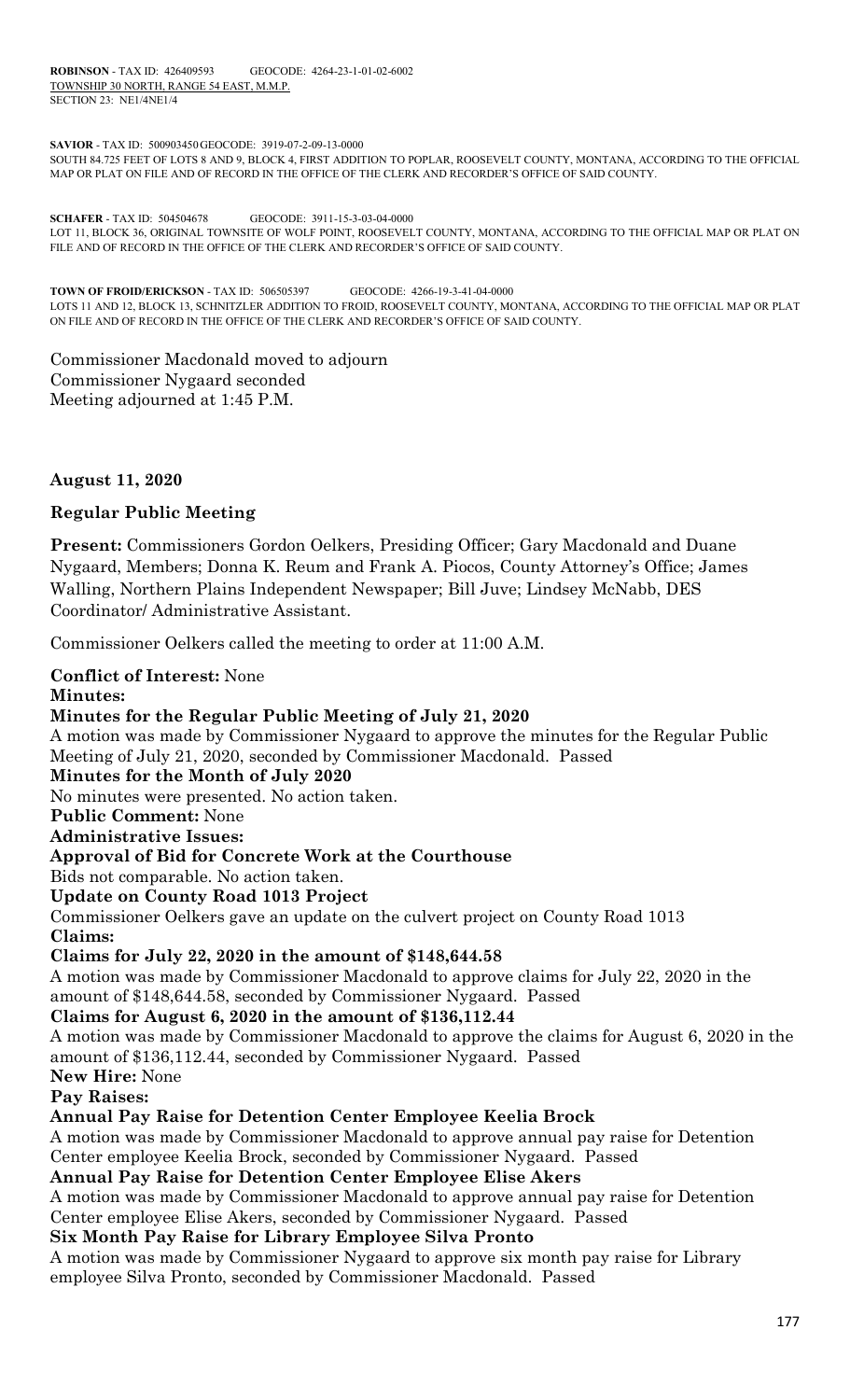**ROBINSON** - TAX ID: 426409593 GEOCODE: 4264-23-1-01-02-6002
TOWNSHIP 30 NORTH, RANGE 54 EAST, M.M.P.
SECTION 23: NE1/4NE1/4

**SAVIOR** - TAX ID: 500903450 GEOCODE: 3919-07-2-09-13-0000
SOUTH 84.725 FEET OF LOTS 8 AND 9, BLOCK 4, FIRST ADDITION TO POPLAR, ROOSEVELT COUNTY, MONTANA, ACCORDING TO THE OFFICIAL MAP OR PLAT ON FILE AND OF RECORD IN THE OFFICE OF THE CLERK AND RECORDER'S OFFICE OF SAID COUNTY.

**SCHAFER** - TAX ID: 504504678 GEOCODE: 3911-15-3-03-04-0000
LOT 11, BLOCK 36, ORIGINAL TOWNSITE OF WOLF POINT, ROOSEVELT COUNTY, MONTANA, ACCORDING TO THE OFFICIAL MAP OR PLAT ON FILE AND OF RECORD IN THE OFFICE OF THE CLERK AND RECORDER'S OFFICE OF SAID COUNTY.

**TOWN OF FROID/ERICKSON** - TAX ID: 506505397 GEOCODE: 4266-19-3-41-04-0000
LOTS 11 AND 12, BLOCK 13, SCHNITZLER ADDITION TO FROID, ROOSEVELT COUNTY, MONTANA, ACCORDING TO THE OFFICIAL MAP OR PLAT ON FILE AND OF RECORD IN THE OFFICE OF THE CLERK AND RECORDER'S OFFICE OF SAID COUNTY.

Commissioner Macdonald moved to adjourn
Commissioner Nygaard seconded
Meeting adjourned at 1:45 P.M.

**August 11, 2020**

**Regular Public Meeting**

**Present:** Commissioners Gordon Oelkers, Presiding Officer; Gary Macdonald and Duane Nygaard, Members; Donna K. Reum and Frank A. Piocos, County Attorney's Office; James Walling, Northern Plains Independent Newspaper; Bill Juve; Lindsey McNabb, DES Coordinator/ Administrative Assistant.

Commissioner Oelkers called the meeting to order at 11:00 A.M.

**Conflict of Interest:** None

**Minutes:**

**Minutes for the Regular Public Meeting of July 21, 2020**

A motion was made by Commissioner Nygaard to approve the minutes for the Regular Public Meeting of July 21, 2020, seconded by Commissioner Macdonald. Passed

**Minutes for the Month of July 2020**

No minutes were presented. No action taken.

**Public Comment:** None

**Administrative Issues:**

**Approval of Bid for Concrete Work at the Courthouse**

Bids not comparable. No action taken.

**Update on County Road 1013 Project**

Commissioner Oelkers gave an update on the culvert project on County Road 1013

**Claims:**

**Claims for July 22, 2020 in the amount of $148,644.58**

A motion was made by Commissioner Macdonald to approve claims for July 22, 2020 in the amount of $148,644.58, seconded by Commissioner Nygaard. Passed

**Claims for August 6, 2020 in the amount of $136,112.44**

A motion was made by Commissioner Macdonald to approve the claims for August 6, 2020 in the amount of $136,112.44, seconded by Commissioner Nygaard. Passed

**New Hire:** None

**Pay Raises:**

**Annual Pay Raise for Detention Center Employee Keelia Brock**

A motion was made by Commissioner Macdonald to approve annual pay raise for Detention Center employee Keelia Brock, seconded by Commissioner Nygaard. Passed

**Annual Pay Raise for Detention Center Employee Elise Akers**

A motion was made by Commissioner Macdonald to approve annual pay raise for Detention Center employee Elise Akers, seconded by Commissioner Nygaard. Passed

**Six Month Pay Raise for Library Employee Silva Pronto**

A motion was made by Commissioner Nygaard to approve six month pay raise for Library employee Silva Pronto, seconded by Commissioner Macdonald. Passed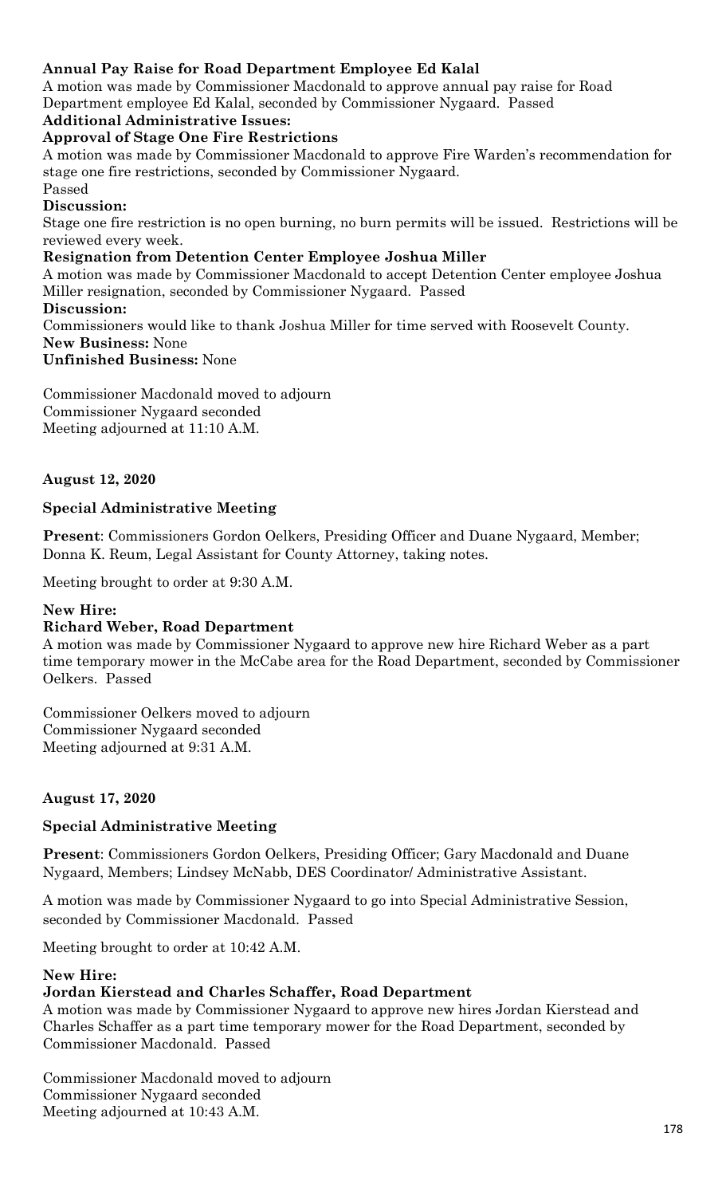**Annual Pay Raise for Road Department Employee Ed Kalal**

A motion was made by Commissioner Macdonald to approve annual pay raise for Road Department employee Ed Kalal, seconded by Commissioner Nygaard. Passed

**Additional Administrative Issues:**

**Approval of Stage One Fire Restrictions**

A motion was made by Commissioner Macdonald to approve Fire Warden's recommendation for stage one fire restrictions, seconded by Commissioner Nygaard.
Passed

**Discussion:**

Stage one fire restriction is no open burning, no burn permits will be issued. Restrictions will be reviewed every week.

**Resignation from Detention Center Employee Joshua Miller**

A motion was made by Commissioner Macdonald to accept Detention Center employee Joshua Miller resignation, seconded by Commissioner Nygaard. Passed

**Discussion:**

Commissioners would like to thank Joshua Miller for time served with Roosevelt County.

**New Business:** None

**Unfinished Business:** None

Commissioner Macdonald moved to adjourn
Commissioner Nygaard seconded
Meeting adjourned at 11:10 A.M.

**August 12, 2020**

**Special Administrative Meeting**

**Present**: Commissioners Gordon Oelkers, Presiding Officer and Duane Nygaard, Member; Donna K. Reum, Legal Assistant for County Attorney, taking notes.

Meeting brought to order at 9:30 A.M.

**New Hire:**

**Richard Weber, Road Department**

A motion was made by Commissioner Nygaard to approve new hire Richard Weber as a part time temporary mower in the McCabe area for the Road Department, seconded by Commissioner Oelkers. Passed

Commissioner Oelkers moved to adjourn
Commissioner Nygaard seconded
Meeting adjourned at 9:31 A.M.

**August 17, 2020**

**Special Administrative Meeting**

**Present**: Commissioners Gordon Oelkers, Presiding Officer; Gary Macdonald and Duane Nygaard, Members; Lindsey McNabb, DES Coordinator/ Administrative Assistant.

A motion was made by Commissioner Nygaard to go into Special Administrative Session, seconded by Commissioner Macdonald. Passed

Meeting brought to order at 10:42 A.M.

**New Hire:**

**Jordan Kierstead and Charles Schaffer, Road Department**

A motion was made by Commissioner Nygaard to approve new hires Jordan Kierstead and Charles Schaffer as a part time temporary mower for the Road Department, seconded by Commissioner Macdonald. Passed

Commissioner Macdonald moved to adjourn
Commissioner Nygaard seconded
Meeting adjourned at 10:43 A.M.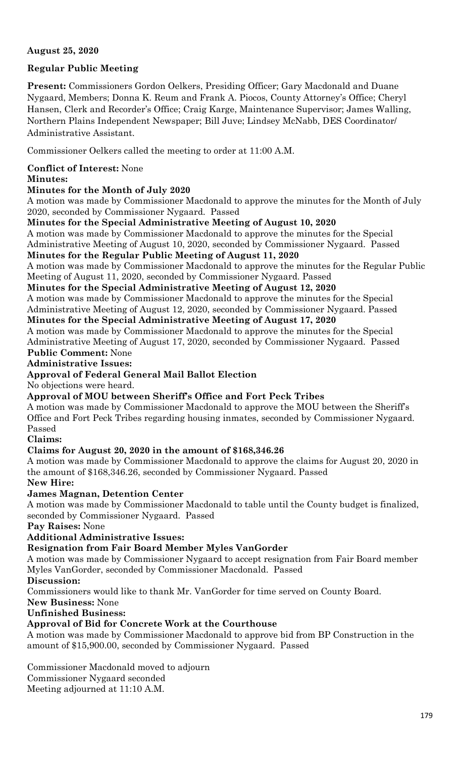**August 25, 2020**

**Regular Public Meeting**

**Present:** Commissioners Gordon Oelkers, Presiding Officer; Gary Macdonald and Duane Nygaard, Members; Donna K. Reum and Frank A. Piocos, County Attorney's Office; Cheryl Hansen, Clerk and Recorder's Office; Craig Karge, Maintenance Supervisor; James Walling, Northern Plains Independent Newspaper; Bill Juve; Lindsey McNabb, DES Coordinator/ Administrative Assistant.

Commissioner Oelkers called the meeting to order at 11:00 A.M.

**Conflict of Interest:** None

**Minutes:**

**Minutes for the Month of July 2020**

A motion was made by Commissioner Macdonald to approve the minutes for the Month of July 2020, seconded by Commissioner Nygaard. Passed

**Minutes for the Special Administrative Meeting of August 10, 2020**

A motion was made by Commissioner Macdonald to approve the minutes for the Special Administrative Meeting of August 10, 2020, seconded by Commissioner Nygaard. Passed

**Minutes for the Regular Public Meeting of August 11, 2020**

A motion was made by Commissioner Macdonald to approve the minutes for the Regular Public Meeting of August 11, 2020, seconded by Commissioner Nygaard. Passed

**Minutes for the Special Administrative Meeting of August 12, 2020**

A motion was made by Commissioner Macdonald to approve the minutes for the Special Administrative Meeting of August 12, 2020, seconded by Commissioner Nygaard. Passed

**Minutes for the Special Administrative Meeting of August 17, 2020**

A motion was made by Commissioner Macdonald to approve the minutes for the Special Administrative Meeting of August 17, 2020, seconded by Commissioner Nygaard. Passed

**Public Comment:** None

**Administrative Issues:**

**Approval of Federal General Mail Ballot Election**

No objections were heard.

**Approval of MOU between Sheriff's Office and Fort Peck Tribes**

A motion was made by Commissioner Macdonald to approve the MOU between the Sheriff's Office and Fort Peck Tribes regarding housing inmates, seconded by Commissioner Nygaard. Passed

**Claims:**

**Claims for August 20, 2020 in the amount of $168,346.26**

A motion was made by Commissioner Macdonald to approve the claims for August 20, 2020 in the amount of $168,346.26, seconded by Commissioner Nygaard. Passed

**New Hire:**

**James Magnan, Detention Center**

A motion was made by Commissioner Macdonald to table until the County budget is finalized, seconded by Commissioner Nygaard. Passed

**Pay Raises:** None

**Additional Administrative Issues:**

**Resignation from Fair Board Member Myles VanGorder**

A motion was made by Commissioner Nygaard to accept resignation from Fair Board member Myles VanGorder, seconded by Commissioner Macdonald. Passed

**Discussion:**

Commissioners would like to thank Mr. VanGorder for time served on County Board.

**New Business:** None

**Unfinished Business:**

**Approval of Bid for Concrete Work at the Courthouse**

A motion was made by Commissioner Macdonald to approve bid from BP Construction in the amount of $15,900.00, seconded by Commissioner Nygaard. Passed

Commissioner Macdonald moved to adjourn
Commissioner Nygaard seconded
Meeting adjourned at 11:10 A.M.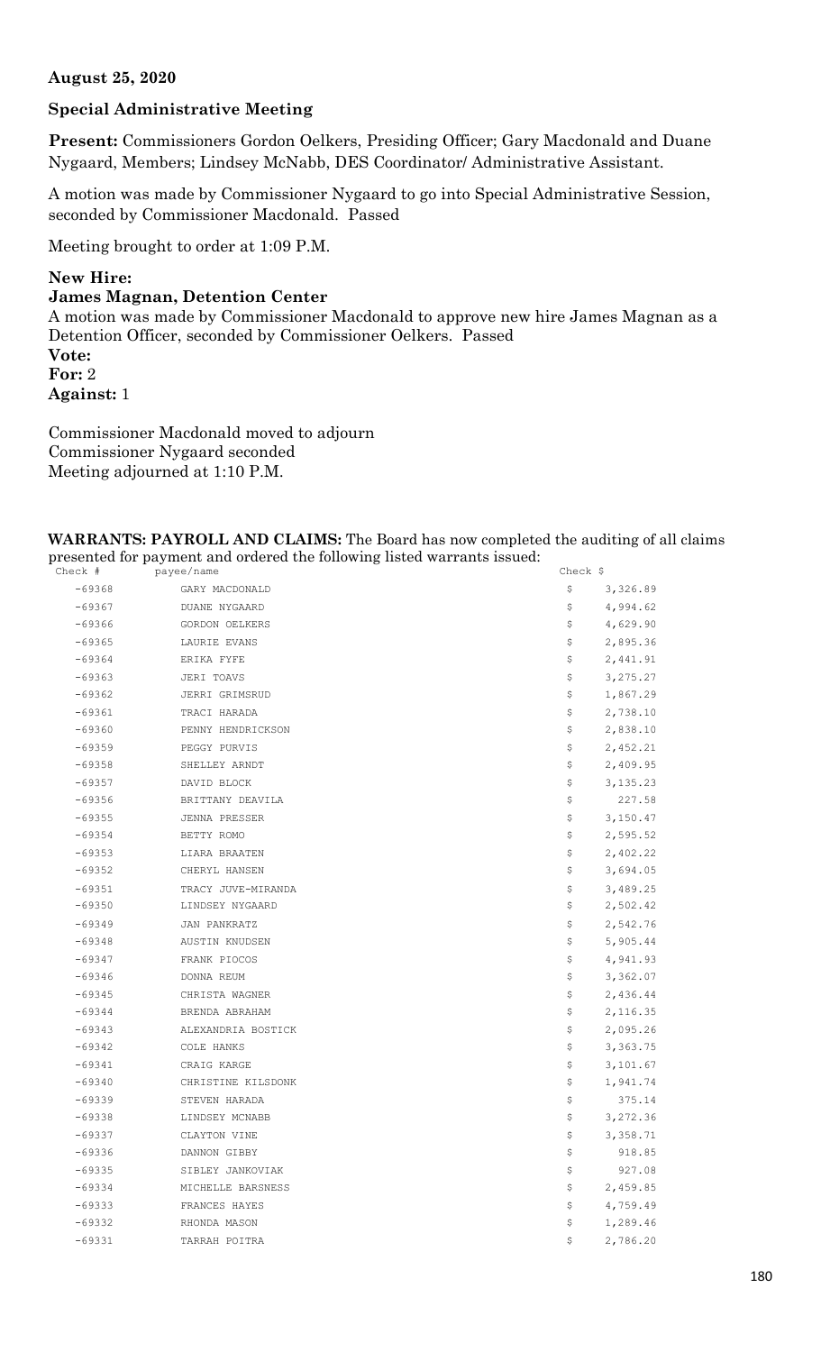**August 25, 2020**

**Special Administrative Meeting**

**Present:** Commissioners Gordon Oelkers, Presiding Officer; Gary Macdonald and Duane Nygaard, Members; Lindsey McNabb, DES Coordinator/ Administrative Assistant.

A motion was made by Commissioner Nygaard to go into Special Administrative Session, seconded by Commissioner Macdonald. Passed

Meeting brought to order at 1:09 P.M.

**New Hire:**

**James Magnan, Detention Center**

A motion was made by Commissioner Macdonald to approve new hire James Magnan as a Detention Officer, seconded by Commissioner Oelkers. Passed

**Vote:**

**For:** 2

**Against:** 1

Commissioner Macdonald moved to adjourn

Commissioner Nygaard seconded

Meeting adjourned at 1:10 P.M.

**WARRANTS: PAYROLL AND CLAIMS:** The Board has now completed the auditing of all claims presented for payment and ordered the following listed warrants issued:

| Check # | payee/name | Check $ |
|---|---|---|
| -69368 | GARY MACDONALD | $ 3,326.89 |
| -69367 | DUANE NYGAARD | $ 4,994.62 |
| -69366 | GORDON OELKERS | $ 4,629.90 |
| -69365 | LAURIE EVANS | $ 2,895.36 |
| -69364 | ERIKA FYFE | $ 2,441.91 |
| -69363 | JERI TOAVS | $ 3,275.27 |
| -69362 | JERRI GRIMSRUD | $ 1,867.29 |
| -69361 | TRACI HARADA | $ 2,738.10 |
| -69360 | PENNY HENDRICKSON | $ 2,838.10 |
| -69359 | PEGGY PURVIS | $ 2,452.21 |
| -69358 | SHELLEY ARNDT | $ 2,409.95 |
| -69357 | DAVID BLOCK | $ 3,135.23 |
| -69356 | BRITTANY DEAVILA | $ 227.58 |
| -69355 | JENNA PRESSER | $ 3,150.47 |
| -69354 | BETTY ROMO | $ 2,595.52 |
| -69353 | LIARA BRAATEN | $ 2,402.22 |
| -69352 | CHERYL HANSEN | $ 3,694.05 |
| -69351 | TRACY JUVE-MIRANDA | $ 3,489.25 |
| -69350 | LINDSEY NYGAARD | $ 2,502.42 |
| -69349 | JAN PANKRATZ | $ 2,542.76 |
| -69348 | AUSTIN KNUDSEN | $ 5,905.44 |
| -69347 | FRANK PIOCOS | $ 4,941.93 |
| -69346 | DONNA REUM | $ 3,362.07 |
| -69345 | CHRISTA WAGNER | $ 2,436.44 |
| -69344 | BRENDA ABRAHAM | $ 2,116.35 |
| -69343 | ALEXANDRIA BOSTICK | $ 2,095.26 |
| -69342 | COLE HANKS | $ 3,363.75 |
| -69341 | CRAIG KARGE | $ 3,101.67 |
| -69340 | CHRISTINE KILSDONK | $ 1,941.74 |
| -69339 | STEVEN HARADA | $ 375.14 |
| -69338 | LINDSEY MCNABB | $ 3,272.36 |
| -69337 | CLAYTON VINE | $ 3,358.71 |
| -69336 | DANNON GIBBY | $ 918.85 |
| -69335 | SIBLEY JANKOVIAK | $ 927.08 |
| -69334 | MICHELLE BARSNESS | $ 2,459.85 |
| -69333 | FRANCES HAYES | $ 4,759.49 |
| -69332 | RHONDA MASON | $ 1,289.46 |
| -69331 | TARRAH POITRA | $ 2,786.20 |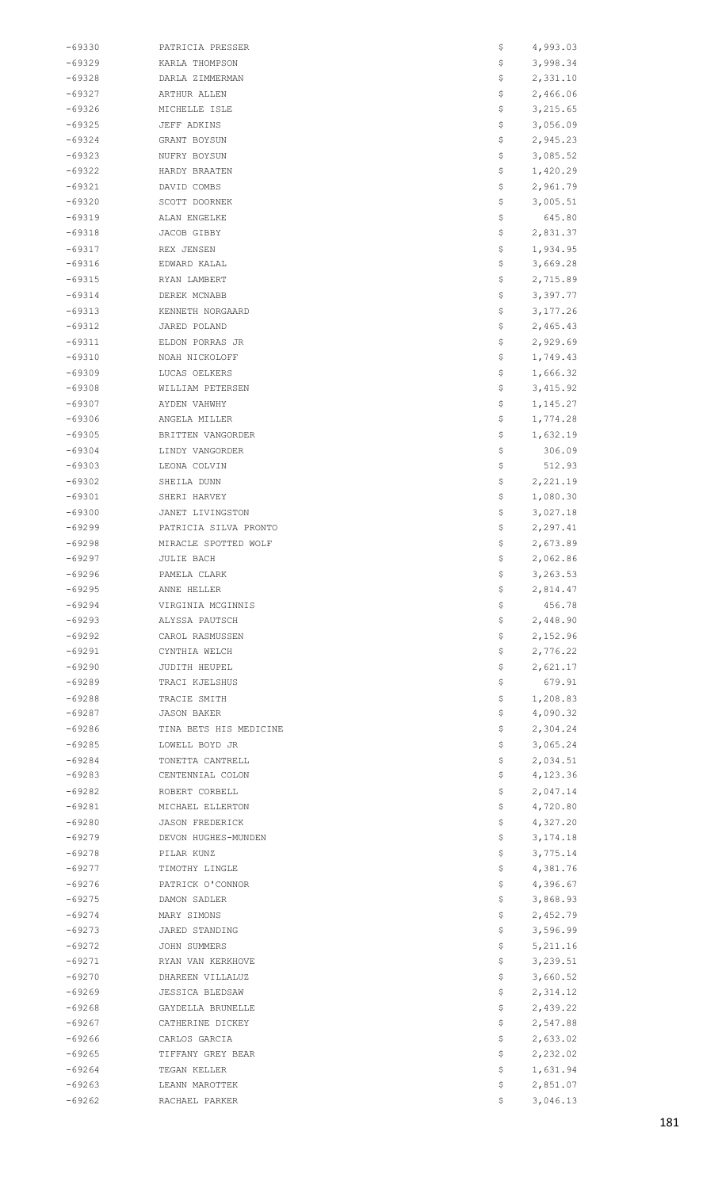| | | | |
|---|---|---|---|
| -69330 | PATRICIA PRESSER | $ | 4,993.03 |
| -69329 | KARLA THOMPSON | $ | 3,998.34 |
| -69328 | DARLA ZIMMERMAN | $ | 2,331.10 |
| -69327 | ARTHUR ALLEN | $ | 2,466.06 |
| -69326 | MICHELLE ISLE | $ | 3,215.65 |
| -69325 | JEFF ADKINS | $ | 3,056.09 |
| -69324 | GRANT BOYSUN | $ | 2,945.23 |
| -69323 | NUFRY BOYSUN | $ | 3,085.52 |
| -69322 | HARDY BRAATEN | $ | 1,420.29 |
| -69321 | DAVID COMBS | $ | 2,961.79 |
| -69320 | SCOTT DOORNEK | $ | 3,005.51 |
| -69319 | ALAN ENGELKE | $ | 645.80 |
| -69318 | JACOB GIBBY | $ | 2,831.37 |
| -69317 | REX JENSEN | $ | 1,934.95 |
| -69316 | EDWARD KALAL | $ | 3,669.28 |
| -69315 | RYAN LAMBERT | $ | 2,715.89 |
| -69314 | DEREK MCNABB | $ | 3,397.77 |
| -69313 | KENNETH NORGAARD | $ | 3,177.26 |
| -69312 | JARED POLAND | $ | 2,465.43 |
| -69311 | ELDON PORRAS JR | $ | 2,929.69 |
| -69310 | NOAH NICKOLOFF | $ | 1,749.43 |
| -69309 | LUCAS OELKERS | $ | 1,666.32 |
| -69308 | WILLIAM PETERSEN | $ | 3,415.92 |
| -69307 | AYDEN VAHWHY | $ | 1,145.27 |
| -69306 | ANGELA MILLER | $ | 1,774.28 |
| -69305 | BRITTEN VANGORDER | $ | 1,632.19 |
| -69304 | LINDY VANGORDER | $ | 306.09 |
| -69303 | LEONA COLVIN | $ | 512.93 |
| -69302 | SHEILA DUNN | $ | 2,221.19 |
| -69301 | SHERI HARVEY | $ | 1,080.30 |
| -69300 | JANET LIVINGSTON | $ | 3,027.18 |
| -69299 | PATRICIA SILVA PRONTO | $ | 2,297.41 |
| -69298 | MIRACLE SPOTTED WOLF | $ | 2,673.89 |
| -69297 | JULIE BACH | $ | 2,062.86 |
| -69296 | PAMELA CLARK | $ | 3,263.53 |
| -69295 | ANNE HELLER | $ | 2,814.47 |
| -69294 | VIRGINIA MCGINNIS | $ | 456.78 |
| -69293 | ALYSSA PAUTSCH | $ | 2,448.90 |
| -69292 | CAROL RASMUSSEN | $ | 2,152.96 |
| -69291 | CYNTHIA WELCH | $ | 2,776.22 |
| -69290 | JUDITH HEUPEL | $ | 2,621.17 |
| -69289 | TRACI KJELSHUS | $ | 679.91 |
| -69288 | TRACIE SMITH | $ | 1,208.83 |
| -69287 | JASON BAKER | $ | 4,090.32 |
| -69286 | TINA BETS HIS MEDICINE | $ | 2,304.24 |
| -69285 | LOWELL BOYD JR | $ | 3,065.24 |
| -69284 | TONETTA CANTRELL | $ | 2,034.51 |
| -69283 | CENTENNIAL COLON | $ | 4,123.36 |
| -69282 | ROBERT CORBELL | $ | 2,047.14 |
| -69281 | MICHAEL ELLERTON | $ | 4,720.80 |
| -69280 | JASON FREDERICK | $ | 4,327.20 |
| -69279 | DEVON HUGHES-MUNDEN | $ | 3,174.18 |
| -69278 | PILAR KUNZ | $ | 3,775.14 |
| -69277 | TIMOTHY LINGLE | $ | 4,381.76 |
| -69276 | PATRICK O'CONNOR | $ | 4,396.67 |
| -69275 | DAMON SADLER | $ | 3,868.93 |
| -69274 | MARY SIMONS | $ | 2,452.79 |
| -69273 | JARED STANDING | $ | 3,596.99 |
| -69272 | JOHN SUMMERS | $ | 5,211.16 |
| -69271 | RYAN VAN KERKHOVE | $ | 3,239.51 |
| -69270 | DHAREEN VILLALUZ | $ | 3,660.52 |
| -69269 | JESSICA BLEDSAW | $ | 2,314.12 |
| -69268 | GAYDELLA BRUNELLE | $ | 2,439.22 |
| -69267 | CATHERINE DICKEY | $ | 2,547.88 |
| -69266 | CARLOS GARCIA | $ | 2,633.02 |
| -69265 | TIFFANY GREY BEAR | $ | 2,232.02 |
| -69264 | TEGAN KELLER | $ | 1,631.94 |
| -69263 | LEANN MAROTTEK | $ | 2,851.07 |
| -69262 | RACHAEL PARKER | $ | 3,046.13 |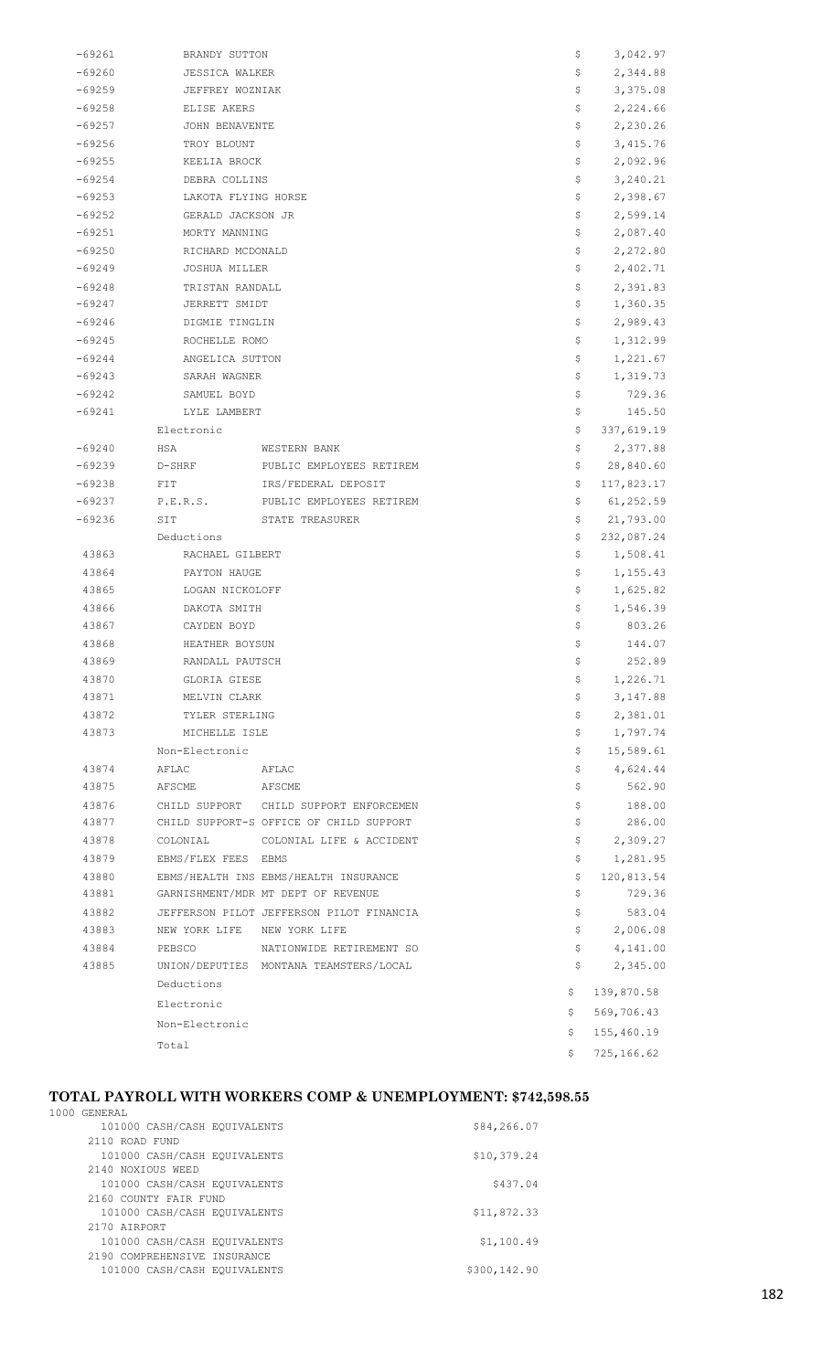| | | | | |
|---|---|---|---|---|
| -69261 | BRANDY SUTTON | | $ | 3,042.97 |
| -69260 | JESSICA WALKER | | $ | 2,344.88 |
| -69259 | JEFFREY WOZNIAK | | $ | 3,375.08 |
| -69258 | ELISE AKERS | | $ | 2,224.66 |
| -69257 | JOHN BENAVENTE | | $ | 2,230.26 |
| -69256 | TROY BLOUNT | | $ | 3,415.76 |
| -69255 | KEELIA BROCK | | $ | 2,092.96 |
| -69254 | DEBRA COLLINS | | $ | 3,240.21 |
| -69253 | LAKOTA FLYING HORSE | | $ | 2,398.67 |
| -69252 | GERALD JACKSON JR | | $ | 2,599.14 |
| -69251 | MORTY MANNING | | $ | 2,087.40 |
| -69250 | RICHARD MCDONALD | | $ | 2,272.80 |
| -69249 | JOSHUA MILLER | | $ | 2,402.71 |
| -69248 | TRISTAN RANDALL | | $ | 2,391.83 |
| -69247 | JERRETT SMIDT | | $ | 1,360.35 |
| -69246 | DIGMIE TINGLIN | | $ | 2,989.43 |
| -69245 | ROCHELLE ROMO | | $ | 1,312.99 |
| -69244 | ANGELICA SUTTON | | $ | 1,221.67 |
| -69243 | SARAH WAGNER | | $ | 1,319.73 |
| -69242 | SAMUEL BOYD | | $ | 729.36 |
| -69241 | LYLE LAMBERT | | $ | 145.50 |
| | Electronic | | $ | 337,619.19 |
| -69240 | HSA | WESTERN BANK | $ | 2,377.88 |
| -69239 | D-SHRF | PUBLIC EMPLOYEES RETIREM | $ | 28,840.60 |
| -69238 | FIT | IRS/FEDERAL DEPOSIT | $ | 117,823.17 |
| -69237 | P.E.R.S. | PUBLIC EMPLOYEES RETIREM | $ | 61,252.59 |
| -69236 | SIT | STATE TREASURER | $ | 21,793.00 |
| | Deductions | | $ | 232,087.24 |
| 43863 | RACHAEL GILBERT | | $ | 1,508.41 |
| 43864 | PAYTON HAUGE | | $ | 1,155.43 |
| 43865 | LOGAN NICKOLOFF | | $ | 1,625.82 |
| 43866 | DAKOTA SMITH | | $ | 1,546.39 |
| 43867 | CAYDEN BOYD | | $ | 803.26 |
| 43868 | HEATHER BOYSUN | | $ | 144.07 |
| 43869 | RANDALL PAUTSCH | | $ | 252.89 |
| 43870 | GLORIA GIESE | | $ | 1,226.71 |
| 43871 | MELVIN CLARK | | $ | 3,147.88 |
| 43872 | TYLER STERLING | | $ | 2,381.01 |
| 43873 | MICHELLE ISLE | | $ | 1,797.74 |
| | Non-Electronic | | $ | 15,589.61 |
| 43874 | AFLAC | AFLAC | $ | 4,624.44 |
| 43875 | AFSCME | AFSCME | $ | 562.90 |
| 43876 | CHILD SUPPORT | CHILD SUPPORT ENFORCEMEN | $ | 188.00 |
| 43877 | CHILD SUPPORT-S | OFFICE OF CHILD SUPPORT | $ | 286.00 |
| 43878 | COLONIAL | COLONIAL LIFE & ACCIDENT | $ | 2,309.27 |
| 43879 | EBMS/FLEX FEES | EBMS | $ | 1,281.95 |
| 43880 | EBMS/HEALTH INS | EBMS/HEALTH INSURANCE | $ | 120,813.54 |
| 43881 | GARNISHMENT/MDR | MT DEPT OF REVENUE | $ | 729.36 |
| 43882 | JEFFERSON PILOT | JEFFERSON PILOT FINANCIA | $ | 583.04 |
| 43883 | NEW YORK LIFE | NEW YORK LIFE | $ | 2,006.08 |
| 43884 | PEBSCO | NATIONWIDE RETIREMENT SO | $ | 4,141.00 |
| 43885 | UNION/DEPUTIES | MONTANA TEAMSTERS/LOCAL | $ | 2,345.00 |
| | Deductions | | $ | 139,870.58 |
| | Electronic | | $ | 569,706.43 |
| | Non-Electronic | | $ | 155,460.19 |
| | Total | | $ | 725,166.62 |

## TOTAL PAYROLL WITH WORKERS COMP & UNEMPLOYMENT: $742,598.55

| | |
|---|---|
| 1000 GENERAL | |
| 101000 CASH/CASH EQUIVALENTS | $84,266.07 |
| 2110 ROAD FUND | |
| 101000 CASH/CASH EQUIVALENTS | $10,379.24 |
| 2140 NOXIOUS WEED | |
| 101000 CASH/CASH EQUIVALENTS | $437.04 |
| 2160 COUNTY FAIR FUND | |
| 101000 CASH/CASH EQUIVALENTS | $11,872.33 |
| 2170 AIRPORT | |
| 101000 CASH/CASH EQUIVALENTS | $1,100.49 |
| 2190 COMPREHENSIVE INSURANCE | |
| 101000 CASH/CASH EQUIVALENTS | $300,142.90 |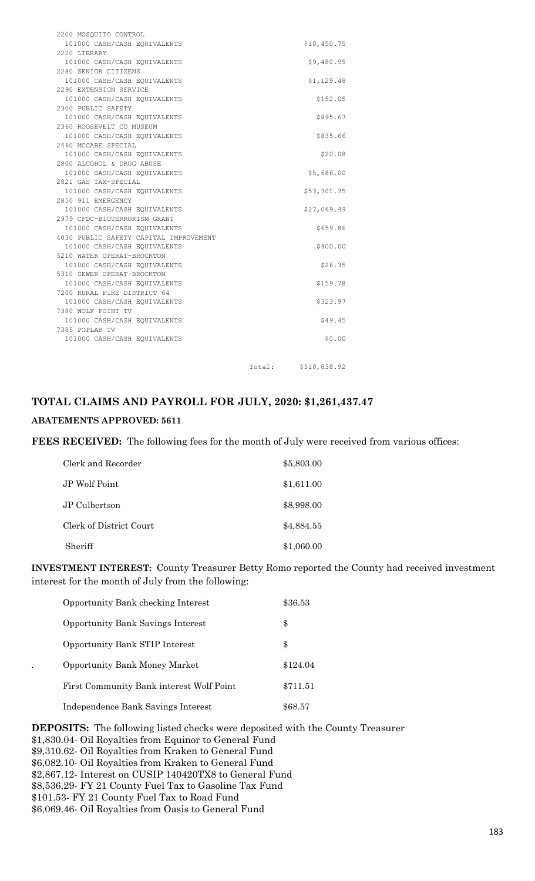| | |
|---|---|
| 2200 MOSQUITO CONTROL | |
| 101000 CASH/CASH EQUIVALENTS | $10,450.75 |
| 2220 LIBRARY | |
| 101000 CASH/CASH EQUIVALENTS | $9,480.95 |
| 2280 SENIOR CITIZENS | |
| 101000 CASH/CASH EQUIVALENTS | $1,129.48 |
| 2290 EXTENSION SERVICE | |
| 101000 CASH/CASH EQUIVALENTS | $152.05 |
| 2300 PUBLIC SAFETY | |
| 101000 CASH/CASH EQUIVALENTS | $895.63 |
| 2360 ROOSEVELT CO MUSEUM | |
| 101000 CASH/CASH EQUIVALENTS | $835.66 |
| 2460 MCCABE SPECIAL | |
| 101000 CASH/CASH EQUIVALENTS | $20.08 |
| 2800 ALCOHOL & DRUG ABUSE | |
| 101000 CASH/CASH EQUIVALENTS | $5,686.00 |
| 2821 GAS TAX-SPECIAL | |
| 101000 CASH/CASH EQUIVALENTS | $53,301.35 |
| 2850 911 EMERGENCY | |
| 101000 CASH/CASH EQUIVALENTS | $27,069.49 |
| 2979 CFDC-BIOTERRORISM GRANT | |
| 101000 CASH/CASH EQUIVALENTS | $659.86 |
| 4030 PUBLIC SAFETY CAPITAL IMPROVEMENT | |
| 101000 CASH/CASH EQUIVALENTS | $400.00 |
| 5210 WATER OPERAT-BROCKTON | |
| 101000 CASH/CASH EQUIVALENTS | $26.35 |
| 5310 SEWER OPERAT-BROCKTON | |
| 101000 CASH/CASH EQUIVALENTS | $159.78 |
| 7200 RURAL FIRE DISTRICT 64 | |
| 101000 CASH/CASH EQUIVALENTS | $323.97 |
| 7380 WOLF POINT TV | |
| 101000 CASH/CASH EQUIVALENTS | $49.45 |
| 7385 POPLAR TV | |
| 101000 CASH/CASH EQUIVALENTS | $0.00 |
| Total: | $518,838.92 |

**TOTAL CLAIMS AND PAYROLL FOR JULY, 2020: $1,261,437.47**

**ABATEMENTS APPROVED: 5611**

**FEES RECEIVED:** The following fees for the month of July were received from various offices:

| | |
|---|---|
| Clerk and Recorder | $5,803.00 |
| JP Wolf Point | $1,611.00 |
| JP Culbertson | $8,998.00 |
| Clerk of District Court | $4,884.55 |
| Sheriff | $1,060.00 |

**INVESTMENT INTEREST:** County Treasurer Betty Romo reported the County had received investment interest for the month of July from the following:

| | |
|---|---|
| Opportunity Bank checking Interest | $36.53 |
| Opportunity Bank Savings Interest | $ |
| Opportunity Bank STIP Interest | $ |
| Opportunity Bank Money Market | $124.04 |
| First Community Bank interest Wolf Point | $711.51 |
| Independence Bank Savings Interest | $68.57 |

**DEPOSITS:** The following listed checks were deposited with the County Treasurer
$1,830.04- Oil Royalties from Equinor to General Fund
$9,310.62- Oil Royalties from Kraken to General Fund
$6,082.10- Oil Royalties from Kraken to General Fund
$2,867.12- Interest on CUSIP 140420TX8 to General Fund
$8,536.29- FY 21 County Fuel Tax to Gasoline Tax Fund
$101.53- FY 21 County Fuel Tax to Road Fund
$6,069.46- Oil Royalties from Oasis to General Fund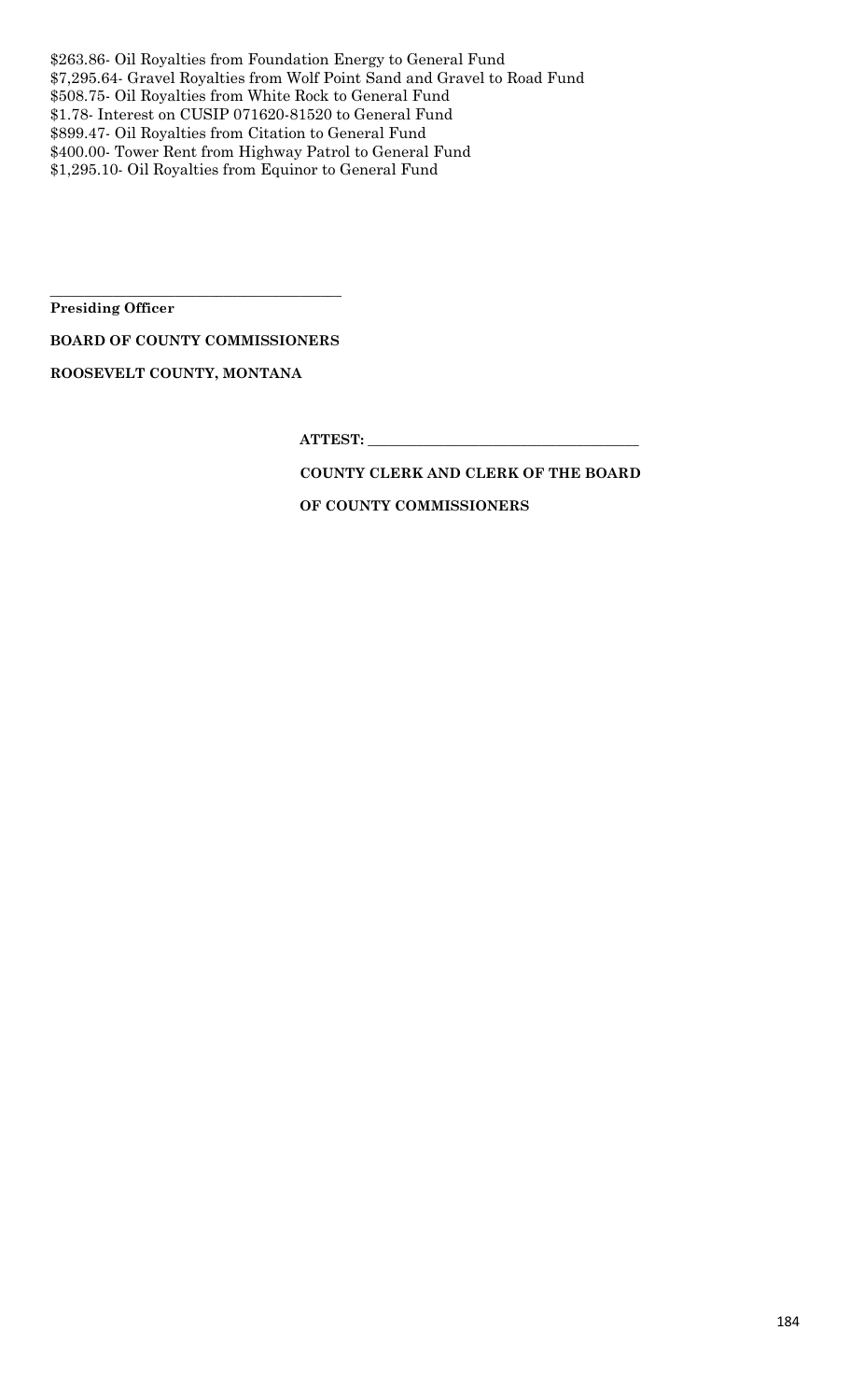$263.86- Oil Royalties from Foundation Energy to General Fund
$7,295.64- Gravel Royalties from Wolf Point Sand and Gravel to Road Fund
$508.75- Oil Royalties from White Rock to General Fund
$1.78- Interest on CUSIP 071620-81520 to General Fund
$899.47- Oil Royalties from Citation to General Fund
$400.00- Tower Rent from Highway Patrol to General Fund
$1,295.10- Oil Royalties from Equinor to General Fund

_______________________________________

**Presiding Officer**

**BOARD OF COUNTY COMMISSIONERS**

**ROOSEVELT COUNTY, MONTANA**

**ATTEST:** _____________________________________

**COUNTY CLERK AND CLERK OF THE BOARD**

**OF COUNTY COMMISSIONERS**